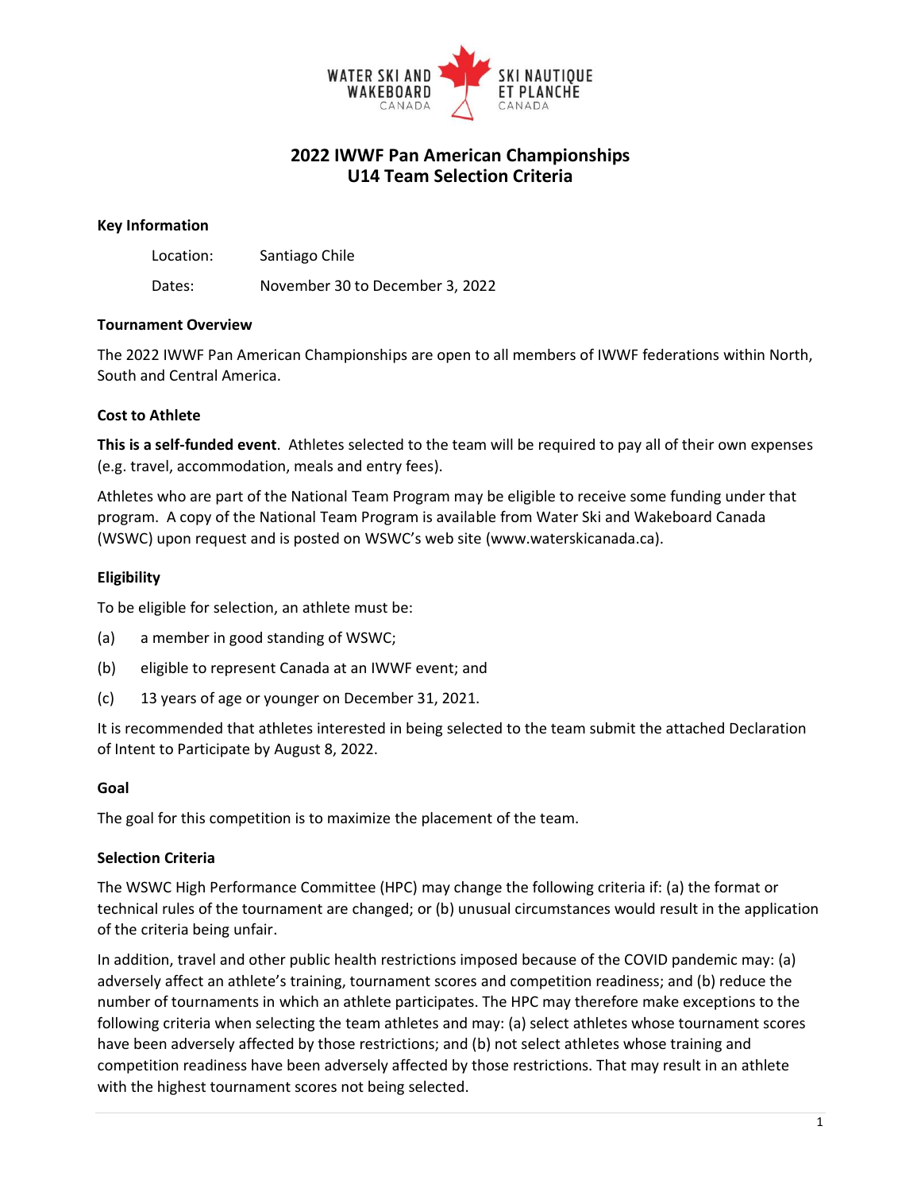# 2022 IWWF Pan American Championships
# U14 Team Selection Criteria

## Key Information

Location: Santiago Chile

Dates: November 30 to December 3, 2022

## Tournament Overview

The 2022 IWWF Pan American Championships are open to all members of IWWF federations within North, South and Central America.

## Cost to Athlete

**This is a self-funded event**. Athletes selected to the team will be required to pay all of their own expenses (e.g. travel, accommodation, meals and entry fees).

Athletes who are part of the National Team Program may be eligible to receive some funding under that program. A copy of the National Team Program is available from Water Ski and Wakeboard Canada (WSWC) upon request and is posted on WSWC's web site (www.waterskicanada.ca).

## Eligibility

To be eligible for selection, an athlete must be:

(a) a member in good standing of WSWC;

(b) eligible to represent Canada at an IWWF event; and

(c) 13 years of age or younger on December 31, 2021.

It is recommended that athletes interested in being selected to the team submit the attached Declaration of Intent to Participate by August 8, 2022.

## Goal

The goal for this competition is to maximize the placement of the team.

## Selection Criteria

The WSWC High Performance Committee (HPC) may change the following criteria if: (a) the format or technical rules of the tournament are changed; or (b) unusual circumstances would result in the application of the criteria being unfair.

In addition, travel and other public health restrictions imposed because of the COVID pandemic may: (a) adversely affect an athlete's training, tournament scores and competition readiness; and (b) reduce the number of tournaments in which an athlete participates. The HPC may therefore make exceptions to the following criteria when selecting the team athletes and may: (a) select athletes whose tournament scores have been adversely affected by those restrictions; and (b) not select athletes whose training and competition readiness have been adversely affected by those restrictions. That may result in an athlete with the highest tournament scores not being selected.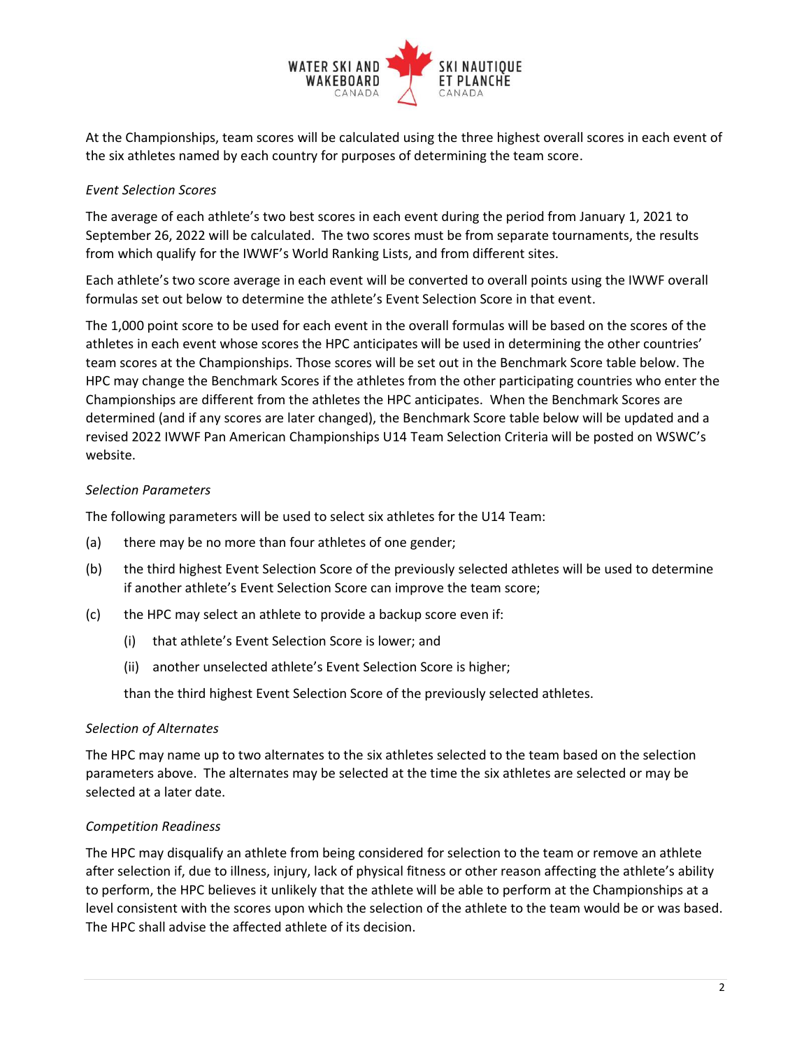At the Championships, team scores will be calculated using the three highest overall scores in each event of the six athletes named by each country for purposes of determining the team score.

*Event Selection Scores*

The average of each athlete's two best scores in each event during the period from January 1, 2021 to September 26, 2022 will be calculated. The two scores must be from separate tournaments, the results from which qualify for the IWWF's World Ranking Lists, and from different sites.

Each athlete's two score average in each event will be converted to overall points using the IWWF overall formulas set out below to determine the athlete's Event Selection Score in that event.

The 1,000 point score to be used for each event in the overall formulas will be based on the scores of the athletes in each event whose scores the HPC anticipates will be used in determining the other countries' team scores at the Championships. Those scores will be set out in the Benchmark Score table below. The HPC may change the Benchmark Scores if the athletes from the other participating countries who enter the Championships are different from the athletes the HPC anticipates. When the Benchmark Scores are determined (and if any scores are later changed), the Benchmark Score table below will be updated and a revised 2022 IWWF Pan American Championships U14 Team Selection Criteria will be posted on WSWC's website.

*Selection Parameters*

The following parameters will be used to select six athletes for the U14 Team:

(a) there may be no more than four athletes of one gender;

(b) the third highest Event Selection Score of the previously selected athletes will be used to determine if another athlete's Event Selection Score can improve the team score;

(c) the HPC may select an athlete to provide a backup score even if:

  (i) that athlete's Event Selection Score is lower; and

  (ii) another unselected athlete's Event Selection Score is higher;

  than the third highest Event Selection Score of the previously selected athletes.

*Selection of Alternates*

The HPC may name up to two alternates to the six athletes selected to the team based on the selection parameters above. The alternates may be selected at the time the six athletes are selected or may be selected at a later date.

*Competition Readiness*

The HPC may disqualify an athlete from being considered for selection to the team or remove an athlete after selection if, due to illness, injury, lack of physical fitness or other reason affecting the athlete's ability to perform, the HPC believes it unlikely that the athlete will be able to perform at the Championships at a level consistent with the scores upon which the selection of the athlete to the team would be or was based. The HPC shall advise the affected athlete of its decision.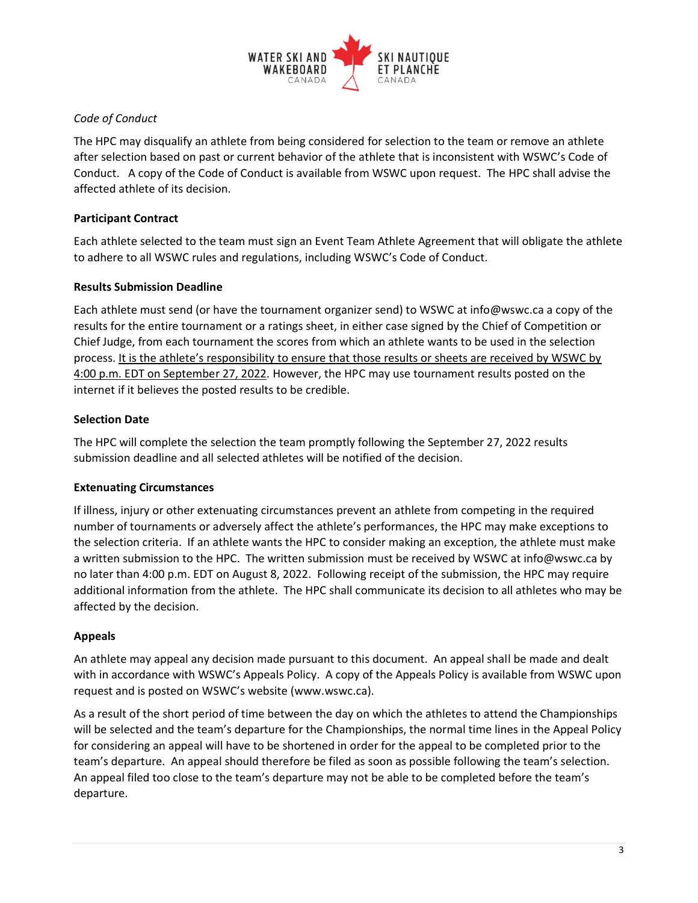*Code of Conduct*

The HPC may disqualify an athlete from being considered for selection to the team or remove an athlete after selection based on past or current behavior of the athlete that is inconsistent with WSWC's Code of Conduct. A copy of the Code of Conduct is available from WSWC upon request. The HPC shall advise the affected athlete of its decision.

**Participant Contract**

Each athlete selected to the team must sign an Event Team Athlete Agreement that will obligate the athlete to adhere to all WSWC rules and regulations, including WSWC's Code of Conduct.

**Results Submission Deadline**

Each athlete must send (or have the tournament organizer send) to WSWC at info@wswc.ca a copy of the results for the entire tournament or a ratings sheet, in either case signed by the Chief of Competition or Chief Judge, from each tournament the scores from which an athlete wants to be used in the selection process. <u>It is the athlete's responsibility to ensure that those results or sheets are received by WSWC by 4:00 p.m. EDT on September 27, 2022</u>. However, the HPC may use tournament results posted on the internet if it believes the posted results to be credible.

**Selection Date**

The HPC will complete the selection the team promptly following the September 27, 2022 results submission deadline and all selected athletes will be notified of the decision.

**Extenuating Circumstances**

If illness, injury or other extenuating circumstances prevent an athlete from competing in the required number of tournaments or adversely affect the athlete's performances, the HPC may make exceptions to the selection criteria. If an athlete wants the HPC to consider making an exception, the athlete must make a written submission to the HPC. The written submission must be received by WSWC at info@wswc.ca by no later than 4:00 p.m. EDT on August 8, 2022. Following receipt of the submission, the HPC may require additional information from the athlete. The HPC shall communicate its decision to all athletes who may be affected by the decision.

**Appeals**

An athlete may appeal any decision made pursuant to this document. An appeal shall be made and dealt with in accordance with WSWC's Appeals Policy. A copy of the Appeals Policy is available from WSWC upon request and is posted on WSWC's website (www.wswc.ca).

As a result of the short period of time between the day on which the athletes to attend the Championships will be selected and the team's departure for the Championships, the normal time lines in the Appeal Policy for considering an appeal will have to be shortened in order for the appeal to be completed prior to the team's departure. An appeal should therefore be filed as soon as possible following the team's selection. An appeal filed too close to the team's departure may not be able to be completed before the team's departure.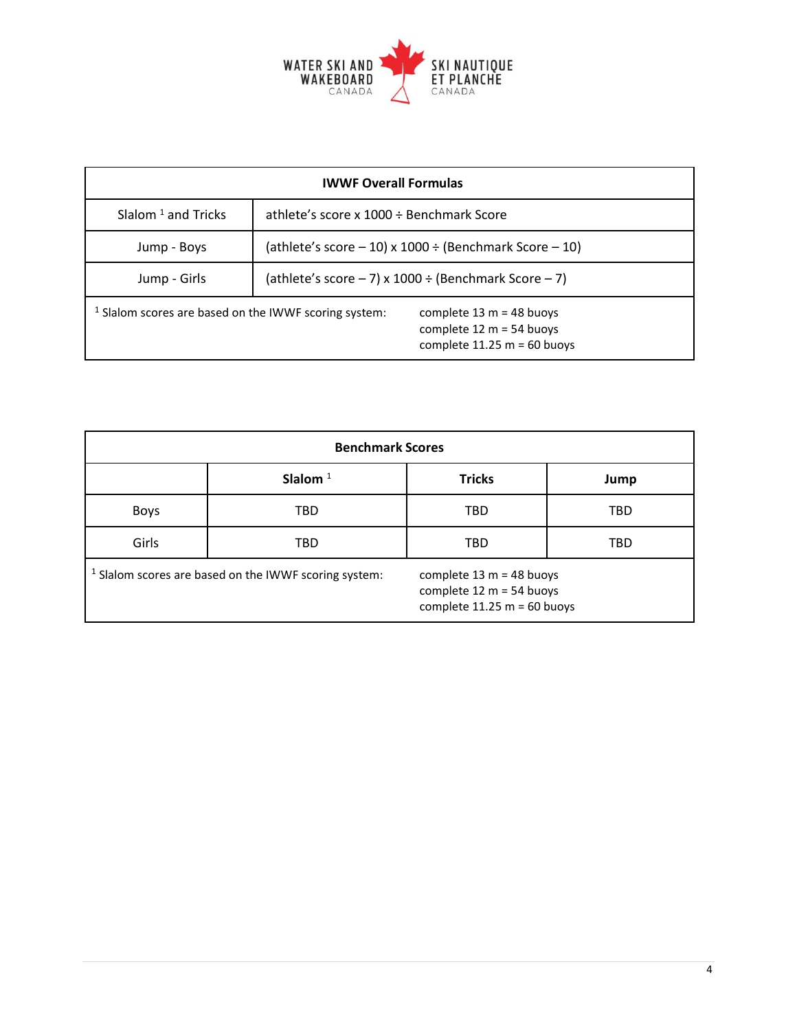| IWWF Overall Formulas | |
|---|---|
| Slalom [1] and Tricks | athlete's score x 1000 ÷ Benchmark Score |
| Jump - Boys | (athlete's score – 10) x 1000 ÷ (Benchmark Score – 10) |
| Jump - Girls | (athlete's score – 7) x 1000 ÷ (Benchmark Score – 7) |
| [1] Slalom scores are based on the IWWF scoring system: | complete 13 m = 48 buoys<br>complete 12 m = 54 buoys<br>complete 11.25 m = 60 buoys |

| Benchmark Scores | | | |
|---|---|---|---|
| | **Slalom** [1] | **Tricks** | **Jump** |
| Boys | TBD | TBD | TBD |
| Girls | TBD | TBD | TBD |
| [1] Slalom scores are based on the IWWF scoring system: | complete 13 m = 48 buoys<br>complete 12 m = 54 buoys<br>complete 11.25 m = 60 buoys | | |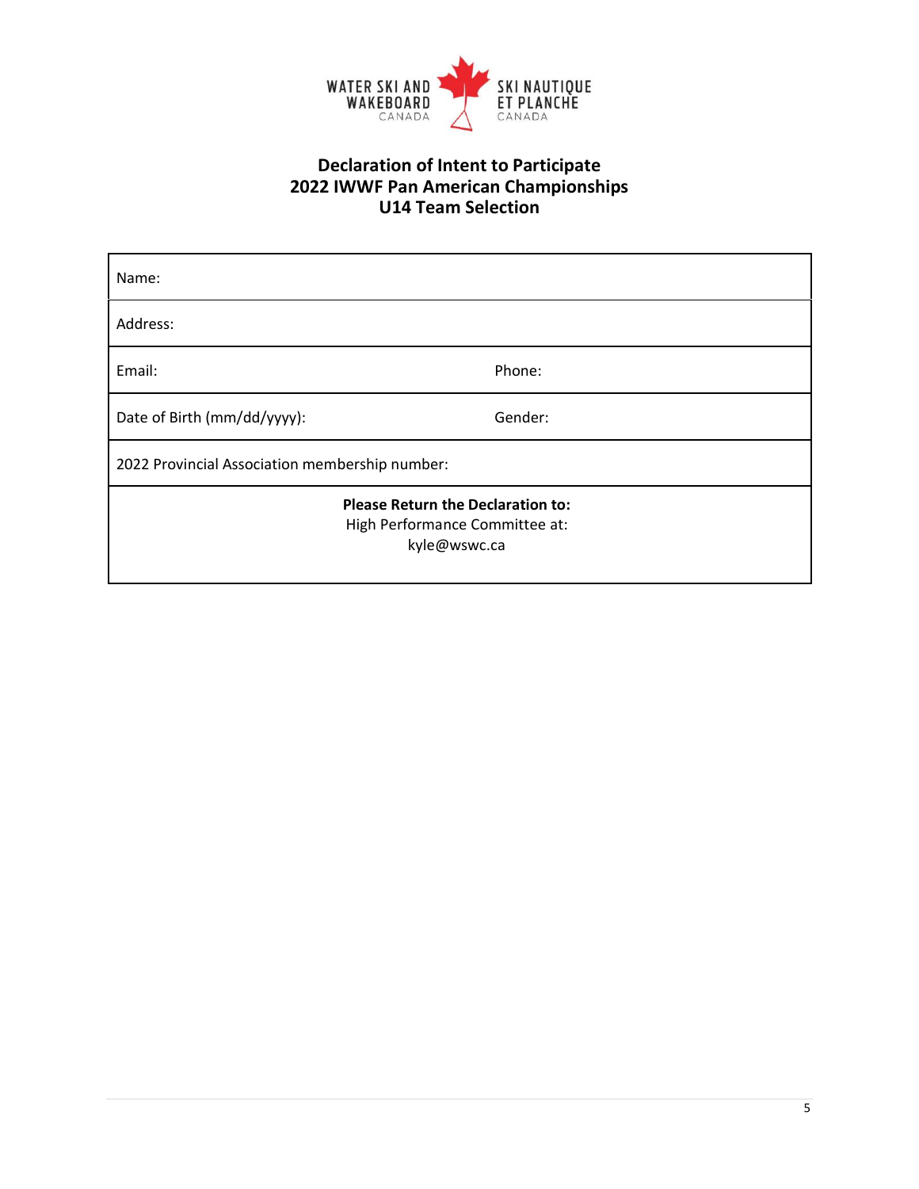WATER SKI AND WAKEBOARD CANADA
SKI NAUTIQUE ET PLANCHE CANADA

# Declaration of Intent to Participate
## 2022 IWWF Pan American Championships
## U14 Team Selection

| | |
|---|---|
| Name: | |
| Address: | |
| Email: | Phone: |
| Date of Birth (mm/dd/yyyy): | Gender: |
| 2022 Provincial Association membership number: | |
| **Please Return the Declaration to:** High Performance Committee at: kyle@wswc.ca | |